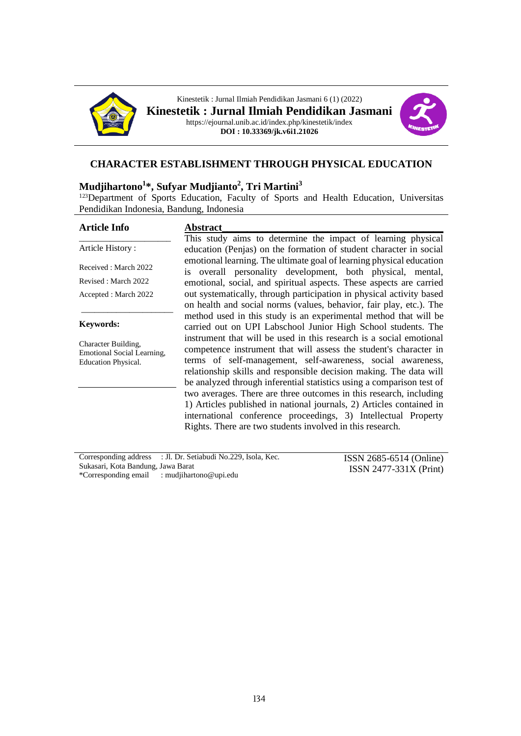Kinestetik : Jurnal Ilmiah Pendidikan Jasmani 6 (1) (2022)

**Kinestetik : Jurnal Ilmiah Pendidikan Jasmani**

https://ejournal.unib.ac.id/index.php/kinestetik/index

**DOI : 10.33369/jk.v6i1.21026**

# CHARACTER ESTABLISHMENT THROUGH PHYSICAL EDUCATION

**Mudjihartono[1]*, Sufyar Mudjianto[2], Tri Martini[3]**

[123]Department of Sports Education, Faculty of Sports and Health Education, Universitas Pendidikan Indonesia, Bandung, Indonesia

## Article Info

Article History :

Received : March 2022

Revised : March 2022

Accepted : March 2022

**Keywords:**

Character Building, Emotional Social Learning, Education Physical.

## Abstract

This study aims to determine the impact of learning physical education (Penjas) on the formation of student character in social emotional learning. The ultimate goal of learning physical education is overall personality development, both physical, mental, emotional, social, and spiritual aspects. These aspects are carried out systematically, through participation in physical activity based on health and social norms (values, behavior, fair play, etc.). The method used in this study is an experimental method that will be carried out on UPI Labschool Junior High School students. The instrument that will be used in this research is a social emotional competence instrument that will assess the student's character in terms of self-management, self-awareness, social awareness, relationship skills and responsible decision making. The data will be analyzed through inferential statistics using a comparison test of two averages. There are three outcomes in this research, including 1) Articles published in national journals, 2) Articles contained in international conference proceedings, 3) Intellectual Property Rights. There are two students involved in this research.

Corresponding address : Jl. Dr. Setiabudi No.229, Isola, Kec. Sukasari, Kota Bandung, Jawa Barat

*Corresponding email : mudjihartono@upi.edu

ISSN 2685-6514 (Online)

ISSN 2477-331X (Print)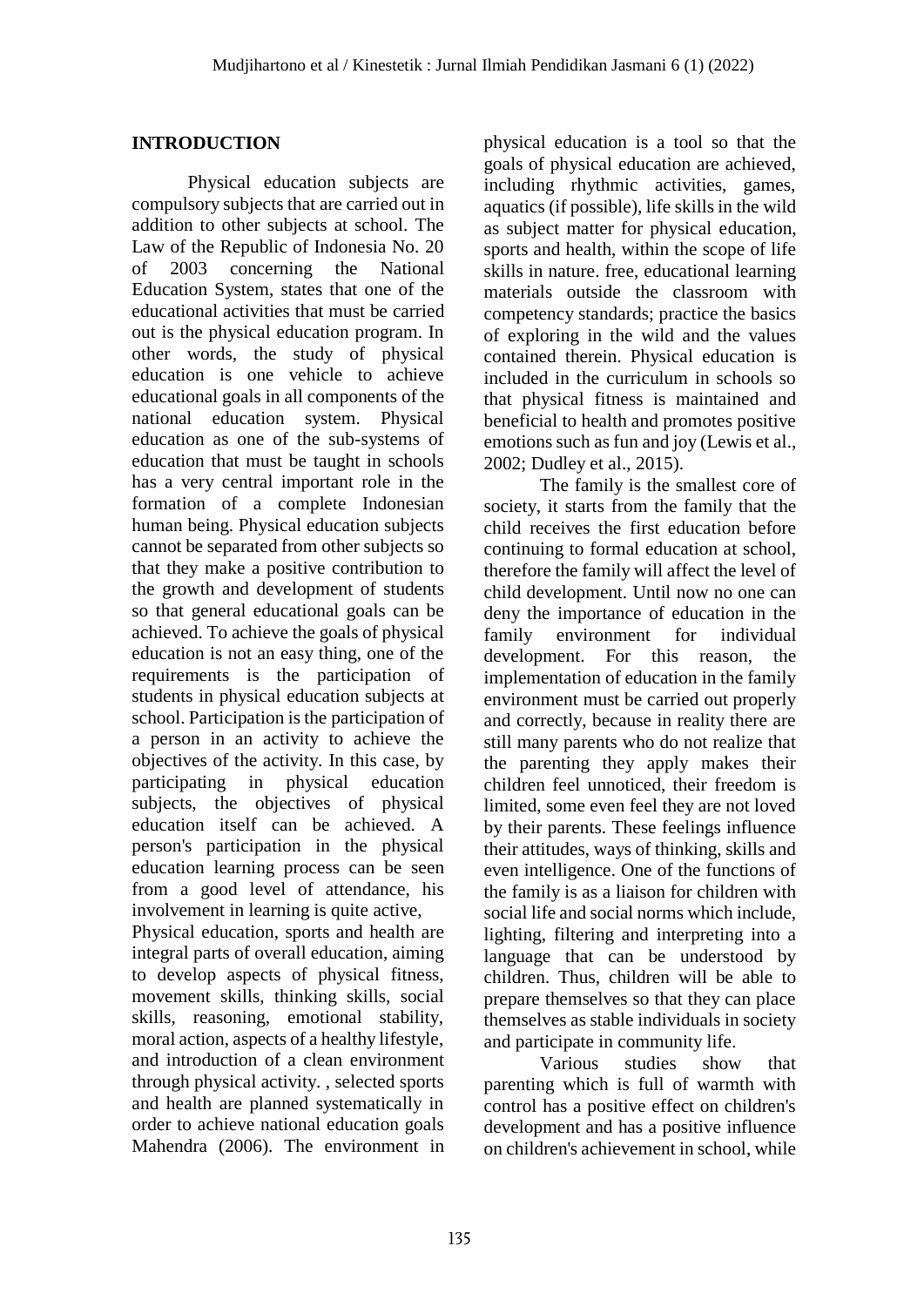## INTRODUCTION

Physical education subjects are compulsory subjects that are carried out in addition to other subjects at school. The Law of the Republic of Indonesia No. 20 of 2003 concerning the National Education System, states that one of the educational activities that must be carried out is the physical education program. In other words, the study of physical education is one vehicle to achieve educational goals in all components of the national education system. Physical education as one of the sub-systems of education that must be taught in schools has a very central important role in the formation of a complete Indonesian human being. Physical education subjects cannot be separated from other subjects so that they make a positive contribution to the growth and development of students so that general educational goals can be achieved. To achieve the goals of physical education is not an easy thing, one of the requirements is the participation of students in physical education subjects at school. Participation is the participation of a person in an activity to achieve the objectives of the activity. In this case, by participating in physical education subjects, the objectives of physical education itself can be achieved. A person's participation in the physical education learning process can be seen from a good level of attendance, his involvement in learning is quite active,

Physical education, sports and health are integral parts of overall education, aiming to develop aspects of physical fitness, movement skills, thinking skills, social skills, reasoning, emotional stability, moral action, aspects of a healthy lifestyle, and introduction of a clean environment through physical activity. , selected sports and health are planned systematically in order to achieve national education goals Mahendra (2006). The environment in physical education is a tool so that the goals of physical education are achieved, including rhythmic activities, games, aquatics (if possible), life skills in the wild as subject matter for physical education, sports and health, within the scope of life skills in nature. free, educational learning materials outside the classroom with competency standards; practice the basics of exploring in the wild and the values contained therein. Physical education is included in the curriculum in schools so that physical fitness is maintained and beneficial to health and promotes positive emotions such as fun and joy (Lewis et al., 2002; Dudley et al., 2015).

The family is the smallest core of society, it starts from the family that the child receives the first education before continuing to formal education at school, therefore the family will affect the level of child development. Until now no one can deny the importance of education in the family environment for individual development. For this reason, the implementation of education in the family environment must be carried out properly and correctly, because in reality there are still many parents who do not realize that the parenting they apply makes their children feel unnoticed, their freedom is limited, some even feel they are not loved by their parents. These feelings influence their attitudes, ways of thinking, skills and even intelligence. One of the functions of the family is as a liaison for children with social life and social norms which include, lighting, filtering and interpreting into a language that can be understood by children. Thus, children will be able to prepare themselves so that they can place themselves as stable individuals in society and participate in community life.

Various studies show that parenting which is full of warmth with control has a positive effect on children's development and has a positive influence on children's achievement in school, while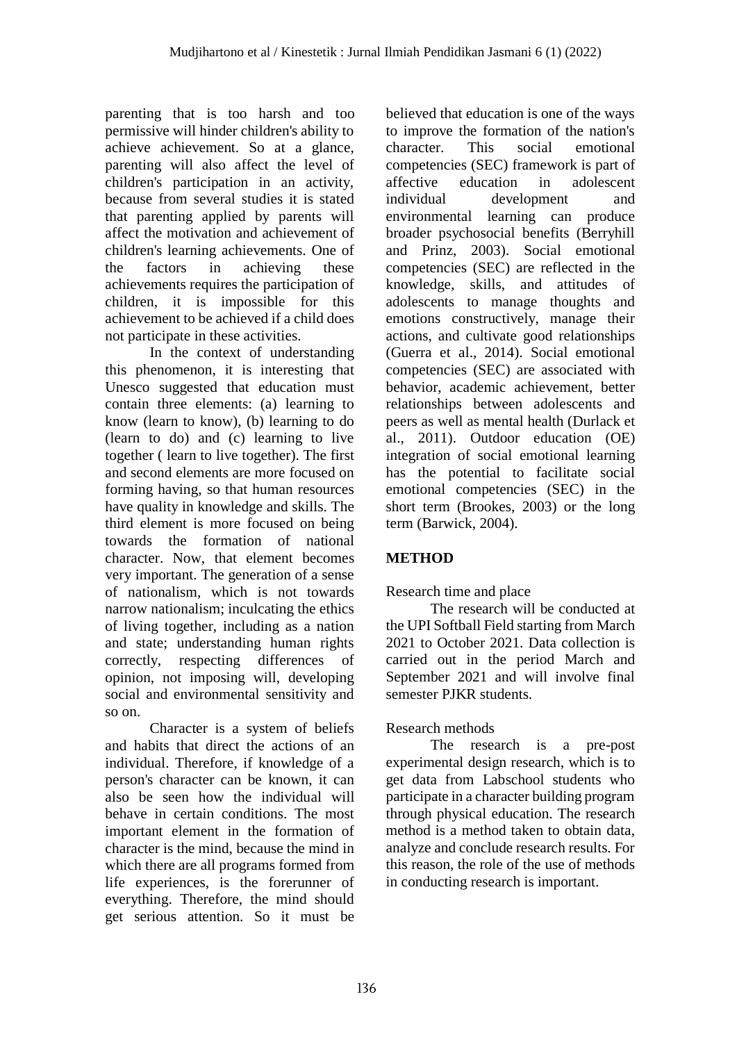parenting that is too harsh and too permissive will hinder children's ability to achieve achievement. So at a glance, parenting will also affect the level of children's participation in an activity, because from several studies it is stated that parenting applied by parents will affect the motivation and achievement of children's learning achievements. One of the factors in achieving these achievements requires the participation of children, it is impossible for this achievement to be achieved if a child does not participate in these activities.

In the context of understanding this phenomenon, it is interesting that Unesco suggested that education must contain three elements: (a) learning to know (learn to know), (b) learning to do (learn to do) and (c) learning to live together ( learn to live together). The first and second elements are more focused on forming having, so that human resources have quality in knowledge and skills. The third element is more focused on being towards the formation of national character. Now, that element becomes very important. The generation of a sense of nationalism, which is not towards narrow nationalism; inculcating the ethics of living together, including as a nation and state; understanding human rights correctly, respecting differences of opinion, not imposing will, developing social and environmental sensitivity and so on.

Character is a system of beliefs and habits that direct the actions of an individual. Therefore, if knowledge of a person's character can be known, it can also be seen how the individual will behave in certain conditions. The most important element in the formation of character is the mind, because the mind in which there are all programs formed from life experiences, is the forerunner of everything. Therefore, the mind should get serious attention. So it must be believed that education is one of the ways to improve the formation of the nation's character. This social emotional competencies (SEC) framework is part of affective education in adolescent individual development and environmental learning can produce broader psychosocial benefits (Berryhill and Prinz, 2003). Social emotional competencies (SEC) are reflected in the knowledge, skills, and attitudes of adolescents to manage thoughts and emotions constructively, manage their actions, and cultivate good relationships (Guerra et al., 2014). Social emotional competencies (SEC) are associated with behavior, academic achievement, better relationships between adolescents and peers as well as mental health (Durlack et al., 2011). Outdoor education (OE) integration of social emotional learning has the potential to facilitate social emotional competencies (SEC) in the short term (Brookes, 2003) or the long term (Barwick, 2004).

## METHOD

Research time and place

The research will be conducted at the UPI Softball Field starting from March 2021 to October 2021. Data collection is carried out in the period March and September 2021 and will involve final semester PJKR students.

Research methods

The research is a pre-post experimental design research, which is to get data from Labschool students who participate in a character building program through physical education. The research method is a method taken to obtain data, analyze and conclude research results. For this reason, the role of the use of methods in conducting research is important.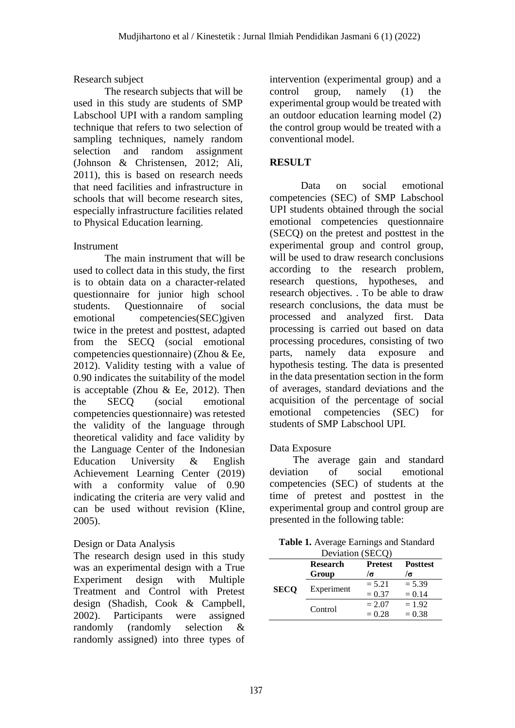Research subject

The research subjects that will be used in this study are students of SMP Labschool UPI with a random sampling technique that refers to two selection of sampling techniques, namely random selection and random assignment (Johnson & Christensen, 2012; Ali, 2011), this is based on research needs that need facilities and infrastructure in schools that will become research sites, especially infrastructure facilities related to Physical Education learning.

Instrument

The main instrument that will be used to collect data in this study, the first is to obtain data on a character-related questionnaire for junior high school students. Questionnaire of social emotional competencies(SEC)given twice in the pretest and posttest, adapted from the SECQ (social emotional competencies questionnaire) (Zhou & Ee, 2012). Validity testing with a value of 0.90 indicates the suitability of the model is acceptable (Zhou & Ee, 2012). Then the SECQ (social emotional competencies questionnaire) was retested the validity of the language through theoretical validity and face validity by the Language Center of the Indonesian Education University & English Achievement Learning Center (2019) with a conformity value of 0.90 indicating the criteria are very valid and can be used without revision (Kline, 2005).

Design or Data Analysis

The research design used in this study was an experimental design with a True Experiment design with Multiple Treatment and Control with Pretest design (Shadish, Cook & Campbell, 2002). Participants were assigned randomly (randomly selection & randomly assigned) into three types of intervention (experimental group) and a control group, namely (1) the experimental group would be treated with an outdoor education learning model (2) the control group would be treated with a conventional model.

## RESULT

Data on social emotional competencies (SEC) of SMP Labschool UPI students obtained through the social emotional competencies questionnaire (SECQ) on the pretest and posttest in the experimental group and control group, will be used to draw research conclusions according to the research problem, research questions, hypotheses, and research objectives. . To be able to draw research conclusions, the data must be processed and analyzed first. Data processing is carried out based on data processing procedures, consisting of two parts, namely data exposure and hypothesis testing. The data is presented in the data presentation section in the form of averages, standard deviations and the acquisition of the percentage of social emotional competencies (SEC) for students of SMP Labschool UPI.

Data Exposure

The average gain and standard deviation of social emotional competencies (SEC) of students at the time of pretest and posttest in the experimental group and control group are presented in the following table:

**Table 1.** Average Earnings and Standard Deviation (SECQ)

| | Research Group | Pretest /σ | Posttest /σ |
|---|---|---|---|
| SECQ | Experiment | = 5.21<br>= 0.37 | = 5.39<br>= 0.14 |
| | Control | = 2.07<br>= 0.28 | = 1.92<br>= 0.38 |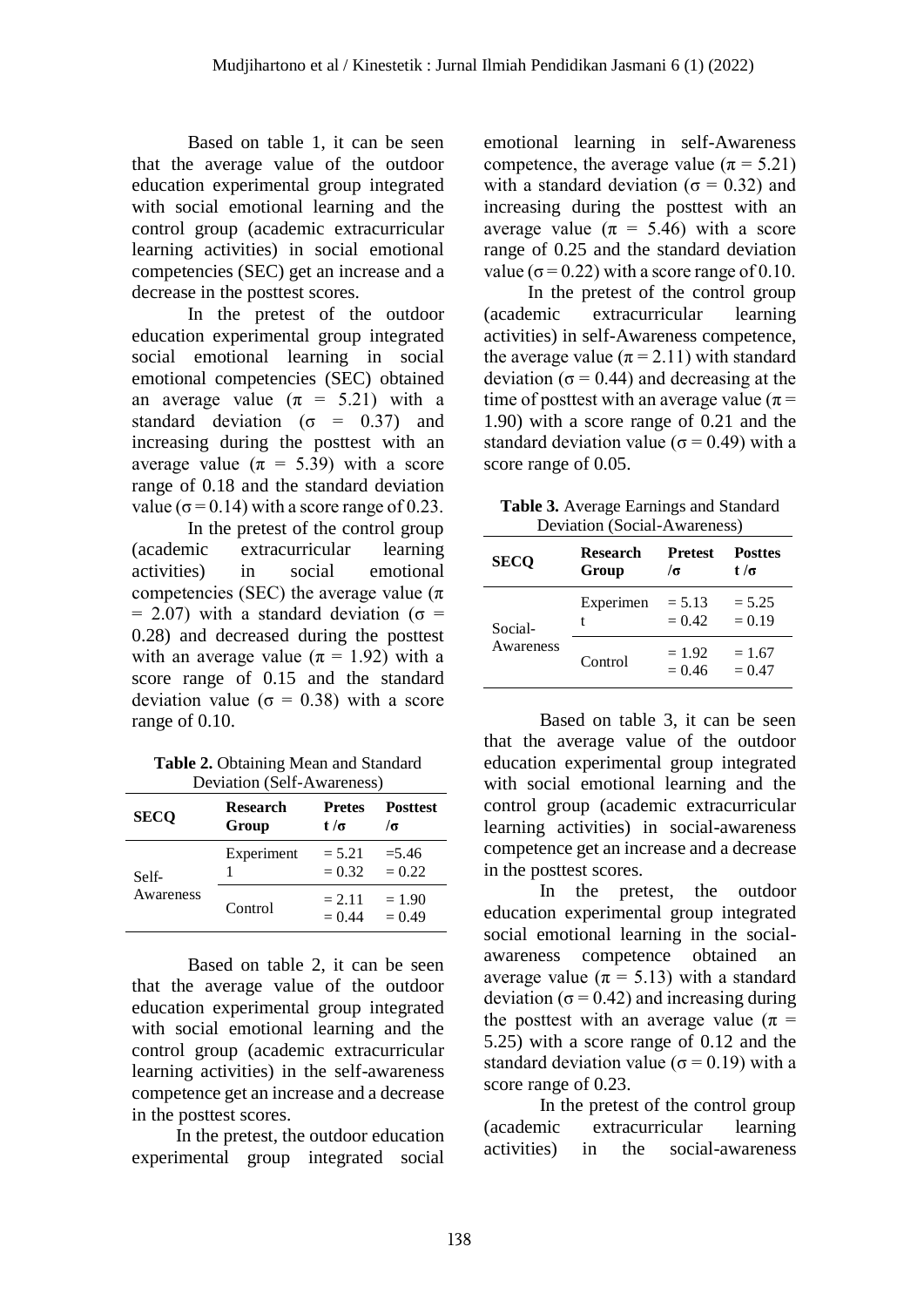Based on table 1, it can be seen that the average value of the outdoor education experimental group integrated with social emotional learning and the control group (academic extracurricular learning activities) in social emotional competencies (SEC) get an increase and a decrease in the posttest scores.

In the pretest of the outdoor education experimental group integrated social emotional learning in social emotional competencies (SEC) obtained an average value ($\pi = 5.21$) with a standard deviation ($\sigma = 0.37$) and increasing during the posttest with an average value ($\pi = 5.39$) with a score range of 0.18 and the standard deviation value ($\sigma = 0.14$) with a score range of 0.23.

In the pretest of the control group (academic extracurricular learning activities) in social emotional competencies (SEC) the average value ($\pi = 2.07$) with a standard deviation ($\sigma = 0.28$) and decreased during the posttest with an average value ($\pi = 1.92$) with a score range of 0.15 and the standard deviation value ($\sigma = 0.38$) with a score range of 0.10.

**Table 2.** Obtaining Mean and Standard Deviation (Self-Awareness)

| SECQ | Research Group | Pretes t /σ | Posttest /σ |
|---|---|---|---|
| Self-Awareness | Experiment 1 | = 5.21<br>= 0.32 | =5.46<br>= 0.22 |
| | Control | = 2.11<br>= 0.44 | = 1.90<br>= 0.49 |

Based on table 2, it can be seen that the average value of the outdoor education experimental group integrated with social emotional learning and the control group (academic extracurricular learning activities) in the self-awareness competence get an increase and a decrease in the posttest scores.

In the pretest, the outdoor education experimental group integrated social emotional learning in self-Awareness competence, the average value ($\pi = 5.21$) with a standard deviation ($\sigma = 0.32$) and increasing during the posttest with an average value ($\pi = 5.46$) with a score range of 0.25 and the standard deviation value ($\sigma = 0.22$) with a score range of 0.10.

In the pretest of the control group (academic extracurricular learning activities) in self-Awareness competence, the average value ($\pi = 2.11$) with standard deviation ($\sigma = 0.44$) and decreasing at the time of posttest with an average value ($\pi = 1.90$) with a score range of 0.21 and the standard deviation value ($\sigma = 0.49$) with a score range of 0.05.

**Table 3.** Average Earnings and Standard Deviation (Social-Awareness)

| SECQ | Research Group | Pretest /σ | Posttes t /σ |
|---|---|---|---|
| Social-Awareness | Experimen t | = 5.13<br>= 0.42 | = 5.25<br>= 0.19 |
| | Control | = 1.92<br>= 0.46 | = 1.67<br>= 0.47 |

Based on table 3, it can be seen that the average value of the outdoor education experimental group integrated with social emotional learning and the control group (academic extracurricular learning activities) in social-awareness competence get an increase and a decrease in the posttest scores.

In the pretest, the outdoor education experimental group integrated social emotional learning in the social-awareness competence obtained an average value ($\pi = 5.13$) with a standard deviation ($\sigma = 0.42$) and increasing during the posttest with an average value ($\pi = 5.25$) with a score range of 0.12 and the standard deviation value ($\sigma = 0.19$) with a score range of 0.23.

In the pretest of the control group (academic extracurricular learning activities) in the social-awareness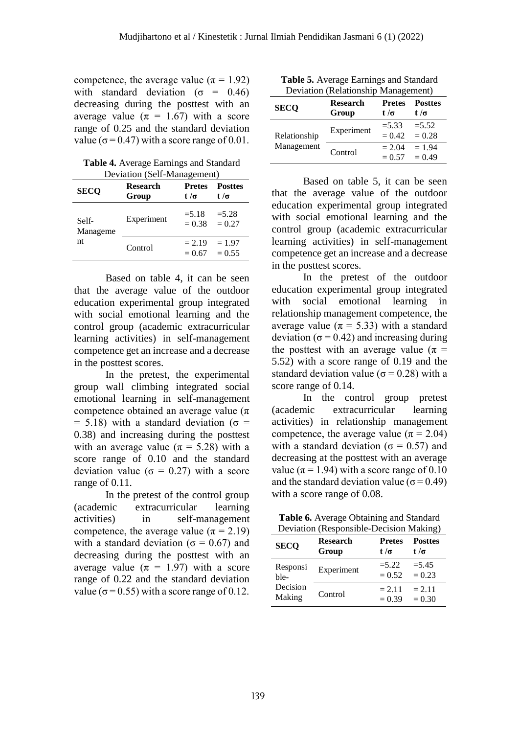competence, the average value ($\pi$ = 1.92) with standard deviation ($\sigma$ = 0.46) decreasing during the posttest with an average value ($\pi$ = 1.67) with a score range of 0.25 and the standard deviation value ($\sigma$ = 0.47) with a score range of 0.01.

**Table 4.** Average Earnings and Standard Deviation (Self-Management)

| SECQ | Research Group | Pretest /σ | Posttest /σ |
|---|---|---|---|
| Self-Management | Experiment | =5.18 = 0.38 | =5.28 = 0.27 |
| | Control | = 2.19 = 0.67 | = 1.97 = 0.55 |

Based on table 4, it can be seen that the average value of the outdoor education experimental group integrated with social emotional learning and the control group (academic extracurricular learning activities) in self-management competence get an increase and a decrease in the posttest scores.

In the pretest, the experimental group wall climbing integrated social emotional learning in self-management competence obtained an average value ($\pi$ = 5.18) with a standard deviation ($\sigma$ = 0.38) and increasing during the posttest with an average value ($\pi$ = 5.28) with a score range of 0.10 and the standard deviation value ($\sigma$ = 0.27) with a score range of 0.11.

In the pretest of the control group (academic extracurricular learning activities) in self-management competence, the average value ($\pi$ = 2.19) with a standard deviation ($\sigma$ = 0.67) and decreasing during the posttest with an average value ($\pi$ = 1.97) with a score range of 0.22 and the standard deviation value ($\sigma$ = 0.55) with a score range of 0.12.

**Table 5.** Average Earnings and Standard Deviation (Relationship Management)

| SECQ | Research Group | Pretest /σ | Posttest /σ |
|---|---|---|---|
| Relationship Management | Experiment | =5.33 = 0.42 | =5.52 = 0.28 |
| | Control | = 2.04 = 0.57 | = 1.94 = 0.49 |

Based on table 5, it can be seen that the average value of the outdoor education experimental group integrated with social emotional learning and the control group (academic extracurricular learning activities) in self-management competence get an increase and a decrease in the posttest scores.

In the pretest of the outdoor education experimental group integrated with social emotional learning in relationship management competence, the average value ($\pi$ = 5.33) with a standard deviation ($\sigma$ = 0.42) and increasing during the posttest with an average value ($\pi$ = 5.52) with a score range of 0.19 and the standard deviation value ($\sigma$ = 0.28) with a score range of 0.14.

In the control group pretest (academic extracurricular learning activities) in relationship management competence, the average value ($\pi$ = 2.04) with a standard deviation ($\sigma$ = 0.57) and decreasing at the posttest with an average value ($\pi$ = 1.94) with a score range of 0.10 and the standard deviation value ($\sigma$ = 0.49) with a score range of 0.08.

**Table 6.** Average Obtaining and Standard Deviation (Responsible-Decision Making)

| SECQ | Research Group | Pretest /σ | Posttest /σ |
|---|---|---|---|
| Responsible-Decision Making | Experiment | =5.22 = 0.52 | =5.45 = 0.23 |
| | Control | = 2.11 = 0.39 | = 2.11 = 0.30 |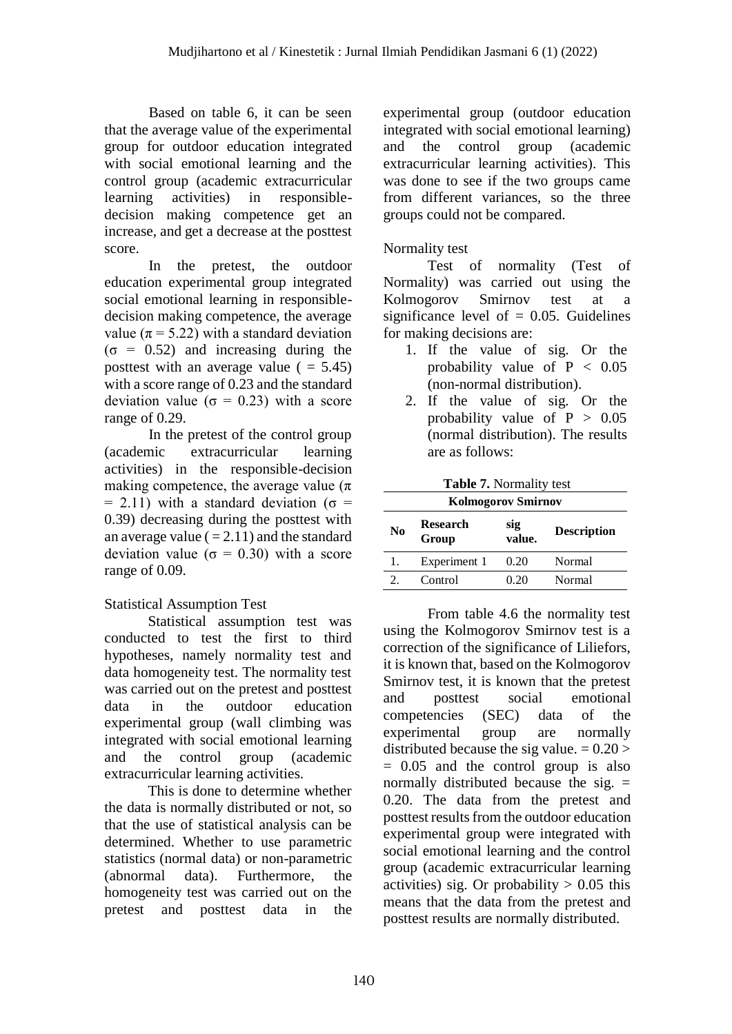Based on table 6, it can be seen that the average value of the experimental group for outdoor education integrated with social emotional learning and the control group (academic extracurricular learning activities) in responsible-decision making competence get an increase, and get a decrease at the posttest score.

In the pretest, the outdoor education experimental group integrated social emotional learning in responsible-decision making competence, the average value ($\pi = 5.22$) with a standard deviation ($\sigma = 0.52$) and increasing during the posttest with an average value ( = 5.45) with a score range of 0.23 and the standard deviation value ($\sigma = 0.23$) with a score range of 0.29.

In the pretest of the control group (academic extracurricular learning activities) in the responsible-decision making competence, the average value ($\pi = 2.11$) with a standard deviation ($\sigma = 0.39$) decreasing during the posttest with an average value ( = 2.11) and the standard deviation value ($\sigma = 0.30$) with a score range of 0.09.

Statistical Assumption Test

Statistical assumption test was conducted to test the first to third hypotheses, namely normality test and data homogeneity test. The normality test was carried out on the pretest and posttest data in the outdoor education experimental group (wall climbing was integrated with social emotional learning and the control group (academic extracurricular learning activities.

This is done to determine whether the data is normally distributed or not, so that the use of statistical analysis can be determined. Whether to use parametric statistics (normal data) or non-parametric (abnormal data). Furthermore, the homogeneity test was carried out on the pretest and posttest data in the experimental group (outdoor education integrated with social emotional learning) and the control group (academic extracurricular learning activities). This was done to see if the two groups came from different variances, so the three groups could not be compared.

Normality test

Test of normality (Test of Normality) was carried out using the Kolmogorov Smirnov test at a significance level of = 0.05. Guidelines for making decisions are:

1. If the value of sig. Or the probability value of $P < 0.05$ (non-normal distribution).
2. If the value of sig. Or the probability value of $P > 0.05$ (normal distribution). The results are as follows:

**Table 7.** Normality test

| Kolmogorov Smirnov | | | |
|---|---|---|---|
| **No** | **Research Group** | **sig value.** | **Description** |
| 1. | Experiment 1 | 0.20 | Normal |
| 2. | Control | 0.20 | Normal |

From table 4.6 the normality test using the Kolmogorov Smirnov test is a correction of the significance of Liliefors, it is known that, based on the Kolmogorov Smirnov test, it is known that the pretest and posttest social emotional competencies (SEC) data of the experimental group are normally distributed because the sig value. = 0.20 > = 0.05 and the control group is also normally distributed because the sig. = 0.20. The data from the pretest and posttest results from the outdoor education experimental group were integrated with social emotional learning and the control group (academic extracurricular learning activities) sig. Or probability > 0.05 this means that the data from the pretest and posttest results are normally distributed.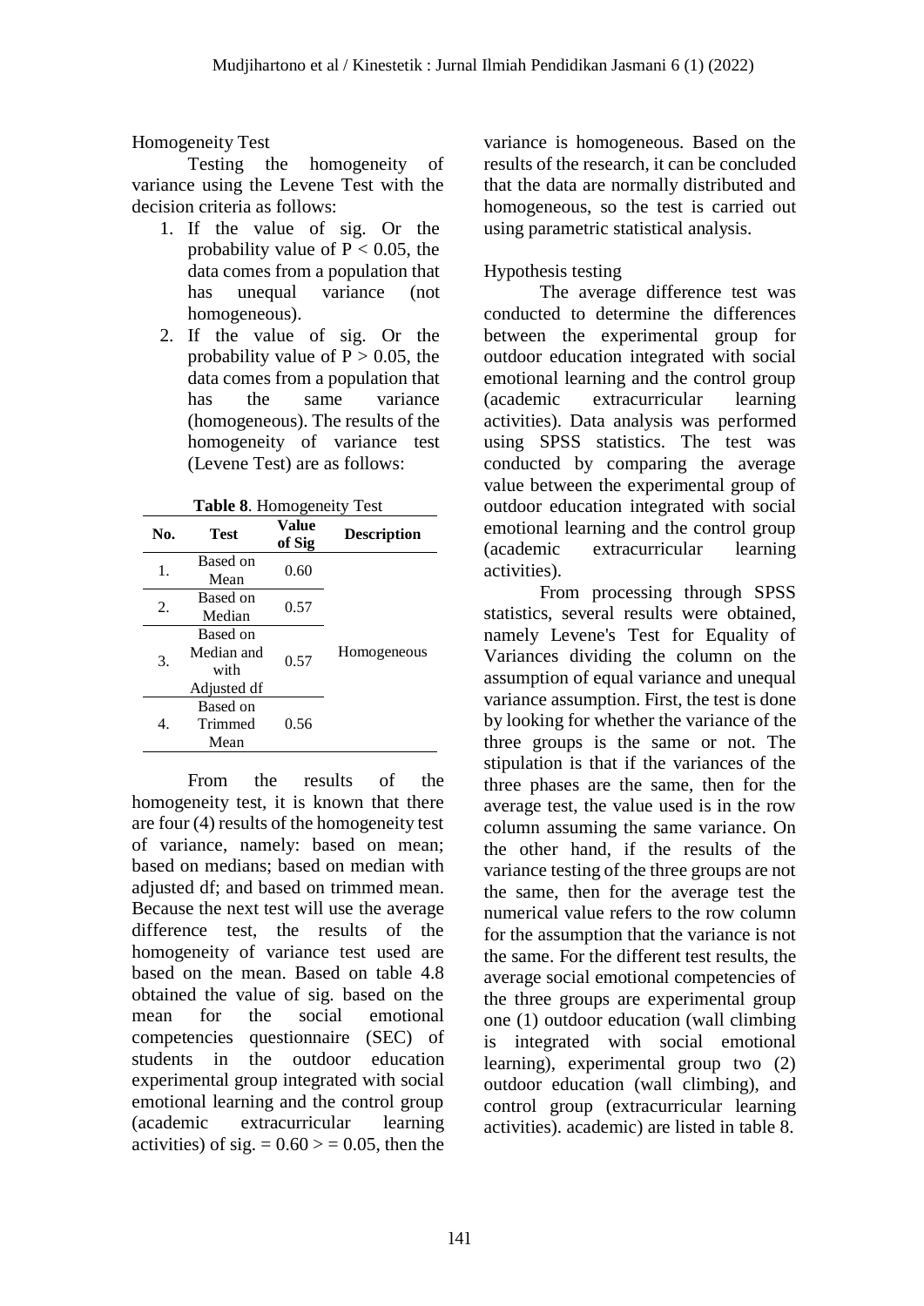Homogeneity Test

Testing the homogeneity of variance using the Levene Test with the decision criteria as follows:

1. If the value of sig. Or the probability value of $P < 0.05$, the data comes from a population that has unequal variance (not homogeneous).
2. If the value of sig. Or the probability value of $P > 0.05$, the data comes from a population that has the same variance (homogeneous). The results of the homogeneity of variance test (Levene Test) are as follows:

**Table 8**. Homogeneity Test

| No. | Test | Value of Sig | Description |
|---|---|---|---|
| 1. | Based on Mean | 0.60 | Homogeneous |
| 2. | Based on Median | 0.57 | |
| 3. | Based on Median and with Adjusted df | 0.57 | |
| 4. | Based on Trimmed Mean | 0.56 | |

From the results of the homogeneity test, it is known that there are four (4) results of the homogeneity test of variance, namely: based on mean; based on medians; based on median with adjusted df; and based on trimmed mean. Because the next test will use the average difference test, the results of the homogeneity of variance test used are based on the mean. Based on table 4.8 obtained the value of sig. based on the mean for the social emotional competencies questionnaire (SEC) of students in the outdoor education experimental group integrated with social emotional learning and the control group (academic extracurricular learning activities) of sig. = 0.60 > = 0.05, then the variance is homogeneous. Based on the results of the research, it can be concluded that the data are normally distributed and homogeneous, so the test is carried out using parametric statistical analysis.

Hypothesis testing

The average difference test was conducted to determine the differences between the experimental group for outdoor education integrated with social emotional learning and the control group (academic extracurricular learning activities). Data analysis was performed using SPSS statistics. The test was conducted by comparing the average value between the experimental group of outdoor education integrated with social emotional learning and the control group (academic extracurricular learning activities).

From processing through SPSS statistics, several results were obtained, namely Levene's Test for Equality of Variances dividing the column on the assumption of equal variance and unequal variance assumption. First, the test is done by looking for whether the variance of the three groups is the same or not. The stipulation is that if the variances of the three phases are the same, then for the average test, the value used is in the row column assuming the same variance. On the other hand, if the results of the variance testing of the three groups are not the same, then for the average test the numerical value refers to the row column for the assumption that the variance is not the same. For the different test results, the average social emotional competencies of the three groups are experimental group one (1) outdoor education (wall climbing is integrated with social emotional learning), experimental group two (2) outdoor education (wall climbing), and control group (extracurricular learning activities). academic) are listed in table 8.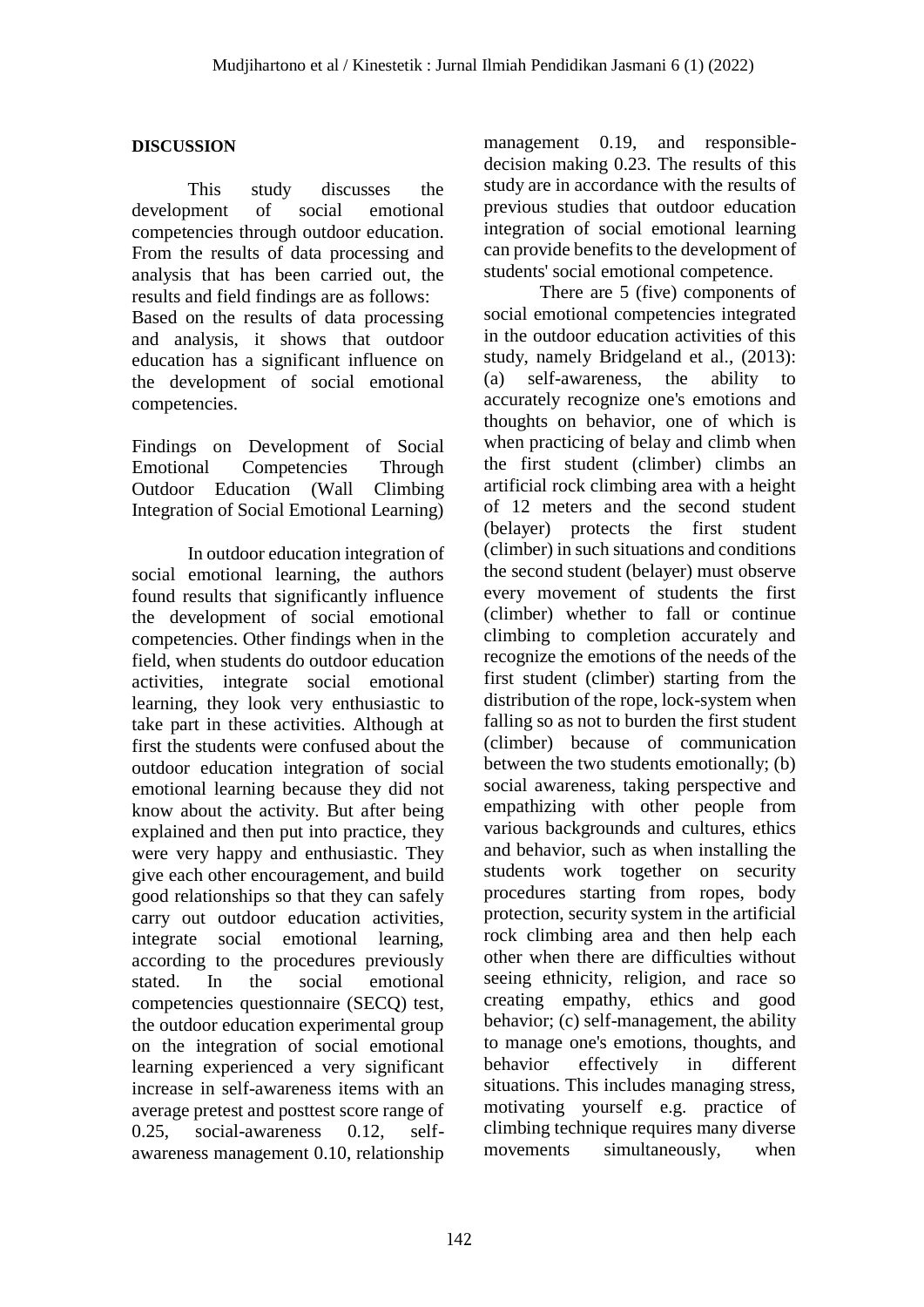## DISCUSSION

This study discusses the development of social emotional competencies through outdoor education. From the results of data processing and analysis that has been carried out, the results and field findings are as follows:
Based on the results of data processing and analysis, it shows that outdoor education has a significant influence on the development of social emotional competencies.

Findings on Development of Social Emotional Competencies Through Outdoor Education (Wall Climbing Integration of Social Emotional Learning)

In outdoor education integration of social emotional learning, the authors found results that significantly influence the development of social emotional competencies. Other findings when in the field, when students do outdoor education activities, integrate social emotional learning, they look very enthusiastic to take part in these activities. Although at first the students were confused about the outdoor education integration of social emotional learning because they did not know about the activity. But after being explained and then put into practice, they were very happy and enthusiastic. They give each other encouragement, and build good relationships so that they can safely carry out outdoor education activities, integrate social emotional learning, according to the procedures previously stated. In the social emotional competencies questionnaire (SECQ) test, the outdoor education experimental group on the integration of social emotional learning experienced a very significant increase in self-awareness items with an average pretest and posttest score range of 0.25, social-awareness 0.12, self-awareness management 0.10, relationship management 0.19, and responsible-decision making 0.23. The results of this study are in accordance with the results of previous studies that outdoor education integration of social emotional learning can provide benefits to the development of students' social emotional competence.

There are 5 (five) components of social emotional competencies integrated in the outdoor education activities of this study, namely Bridgeland et al., (2013): (a) self-awareness, the ability to accurately recognize one's emotions and thoughts on behavior, one of which is when practicing of belay and climb when the first student (climber) climbs an artificial rock climbing area with a height of 12 meters and the second student (belayer) protects the first student (climber) in such situations and conditions the second student (belayer) must observe every movement of students the first (climber) whether to fall or continue climbing to completion accurately and recognize the emotions of the needs of the first student (climber) starting from the distribution of the rope, lock-system when falling so as not to burden the first student (climber) because of communication between the two students emotionally; (b) social awareness, taking perspective and empathizing with other people from various backgrounds and cultures, ethics and behavior, such as when installing the students work together on security procedures starting from ropes, body protection, security system in the artificial rock climbing area and then help each other when there are difficulties without seeing ethnicity, religion, and race so creating empathy, ethics and good behavior; (c) self-management, the ability to manage one's emotions, thoughts, and behavior effectively in different situations. This includes managing stress, motivating yourself e.g. practice of climbing technique requires many diverse movements simultaneously, when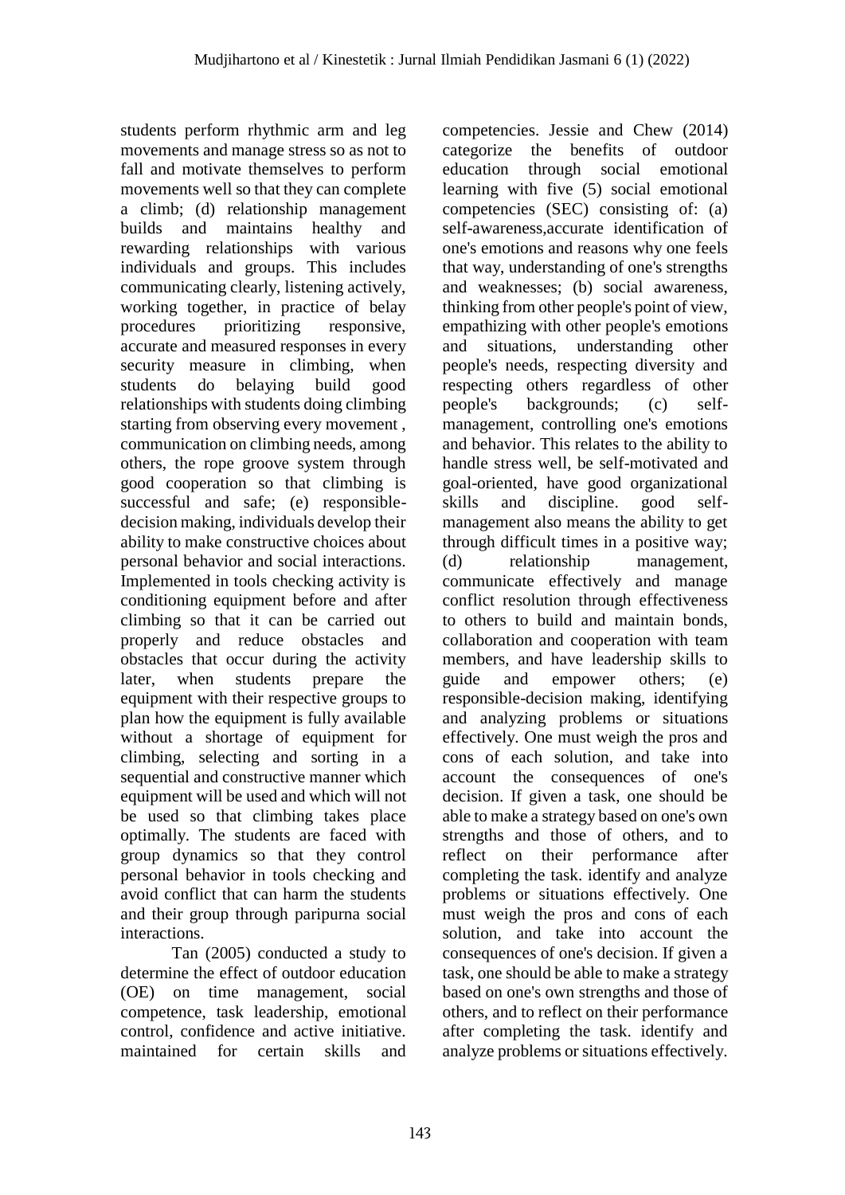students perform rhythmic arm and leg movements and manage stress so as not to fall and motivate themselves to perform movements well so that they can complete a climb; (d) relationship management builds and maintains healthy and rewarding relationships with various individuals and groups. This includes communicating clearly, listening actively, working together, in practice of belay procedures prioritizing responsive, accurate and measured responses in every security measure in climbing, when students do belaying build good relationships with students doing climbing starting from observing every movement , communication on climbing needs, among others, the rope groove system through good cooperation so that climbing is successful and safe; (e) responsible-decision making, individuals develop their ability to make constructive choices about personal behavior and social interactions. Implemented in tools checking activity is conditioning equipment before and after climbing so that it can be carried out properly and reduce obstacles and obstacles that occur during the activity later, when students prepare the equipment with their respective groups to plan how the equipment is fully available without a shortage of equipment for climbing, selecting and sorting in a sequential and constructive manner which equipment will be used and which will not be used so that climbing takes place optimally. The students are faced with group dynamics so that they control personal behavior in tools checking and avoid conflict that can harm the students and their group through paripurna social interactions.

Tan (2005) conducted a study to determine the effect of outdoor education (OE) on time management, social competence, task leadership, emotional control, confidence and active initiative. maintained for certain skills and competencies. Jessie and Chew (2014) categorize the benefits of outdoor education through social emotional learning with five (5) social emotional competencies (SEC) consisting of: (a) self-awareness,accurate identification of one's emotions and reasons why one feels that way, understanding of one's strengths and weaknesses; (b) social awareness, thinking from other people's point of view, empathizing with other people's emotions and situations, understanding other people's needs, respecting diversity and respecting others regardless of other people's backgrounds; (c) self-management, controlling one's emotions and behavior. This relates to the ability to handle stress well, be self-motivated and goal-oriented, have good organizational skills and discipline. good self-management also means the ability to get through difficult times in a positive way; (d) relationship management, communicate effectively and manage conflict resolution through effectiveness to others to build and maintain bonds, collaboration and cooperation with team members, and have leadership skills to guide and empower others; (e) responsible-decision making, identifying and analyzing problems or situations effectively. One must weigh the pros and cons of each solution, and take into account the consequences of one's decision. If given a task, one should be able to make a strategy based on one's own strengths and those of others, and to reflect on their performance after completing the task. identify and analyze problems or situations effectively. One must weigh the pros and cons of each solution, and take into account the consequences of one's decision. If given a task, one should be able to make a strategy based on one's own strengths and those of others, and to reflect on their performance after completing the task. identify and analyze problems or situations effectively.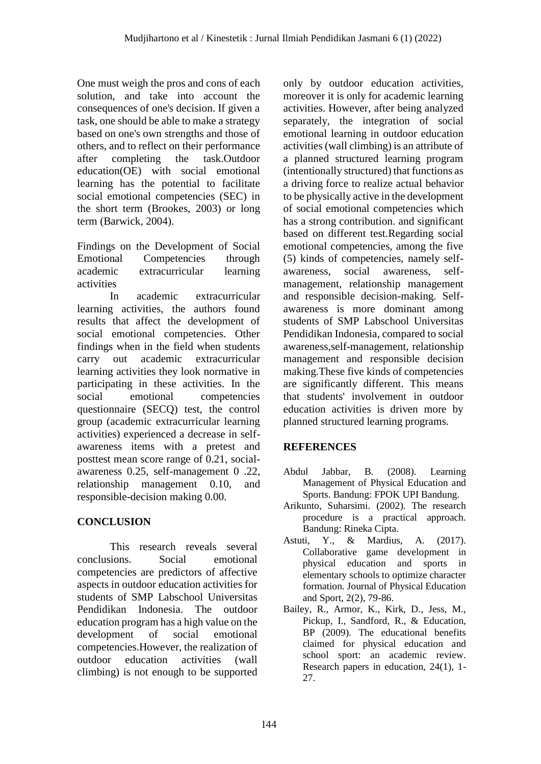One must weigh the pros and cons of each solution, and take into account the consequences of one's decision. If given a task, one should be able to make a strategy based on one's own strengths and those of others, and to reflect on their performance after completing the task.Outdoor education(OE) with social emotional learning has the potential to facilitate social emotional competencies (SEC) in the short term (Brookes, 2003) or long term (Barwick, 2004).

Findings on the Development of Social Emotional Competencies through academic extracurricular learning activities

In academic extracurricular learning activities, the authors found results that affect the development of social emotional competencies. Other findings when in the field when students carry out academic extracurricular learning activities they look normative in participating in these activities. In the social emotional competencies questionnaire (SECQ) test, the control group (academic extracurricular learning activities) experienced a decrease in self-awareness items with a pretest and posttest mean score range of 0.21, social-awareness 0.25, self-management 0 .22, relationship management 0.10, and responsible-decision making 0.00.

## CONCLUSION

This research reveals several conclusions. Social emotional competencies are predictors of affective aspects in outdoor education activities for students of SMP Labschool Universitas Pendidikan Indonesia. The outdoor education program has a high value on the development of social emotional competencies.However, the realization of outdoor education activities (wall climbing) is not enough to be supported only by outdoor education activities, moreover it is only for academic learning activities. However, after being analyzed separately, the integration of social emotional learning in outdoor education activities (wall climbing) is an attribute of a planned structured learning program (intentionally structured) that functions as a driving force to realize actual behavior to be physically active in the development of social emotional competencies which has a strong contribution. and significant based on different test.Regarding social emotional competencies, among the five (5) kinds of competencies, namely self-awareness, social awareness, self-management, relationship management and responsible decision-making. Self-awareness is more dominant among students of SMP Labschool Universitas Pendidikan Indonesia, compared to social awareness,self-management, relationship management and responsible decision making.These five kinds of competencies are significantly different. This means that students' involvement in outdoor education activities is driven more by planned structured learning programs.

## REFERENCES

Abdul Jabbar, B. (2008). Learning Management of Physical Education and Sports. Bandung: FPOK UPI Bandung.

Arikunto, Suharsimi. (2002). The research procedure is a practical approach. Bandung: Rineka Cipta.

Astuti, Y., & Mardius, A. (2017). Collaborative game development in physical education and sports in elementary schools to optimize character formation. Journal of Physical Education and Sport, 2(2), 79-86.

Bailey, R., Armor, K., Kirk, D., Jess, M., Pickup, I., Sandford, R., & Education, BP (2009). The educational benefits claimed for physical education and school sport: an academic review. Research papers in education, 24(1), 1-27.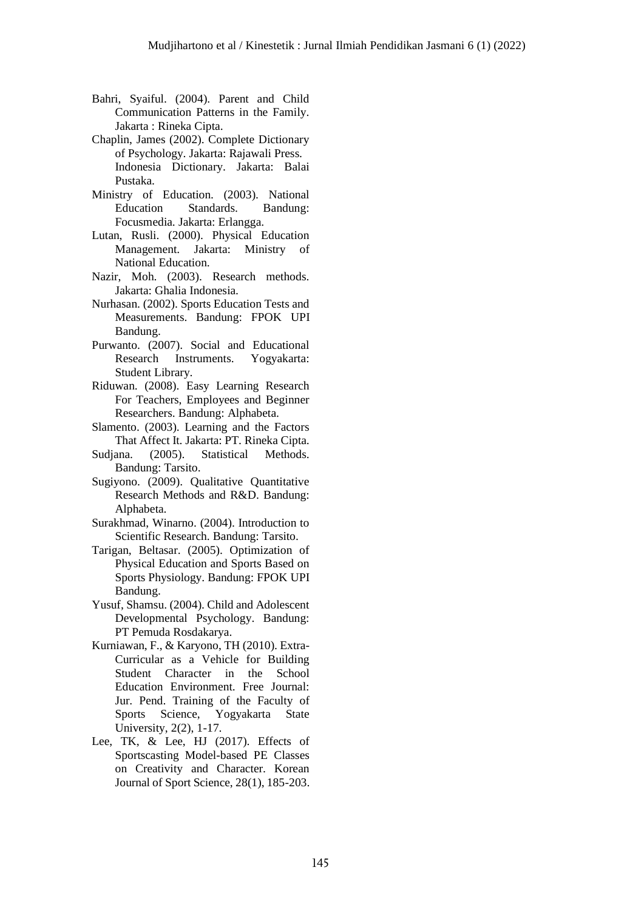Bahri, Syaiful. (2004). Parent and Child Communication Patterns in the Family. Jakarta : Rineka Cipta.

Chaplin, James (2002). Complete Dictionary of Psychology. Jakarta: Rajawali Press. Indonesia Dictionary. Jakarta: Balai Pustaka.

Ministry of Education. (2003). National Education Standards. Bandung: Focusmedia. Jakarta: Erlangga.

Lutan, Rusli. (2000). Physical Education Management. Jakarta: Ministry of National Education.

Nazir, Moh. (2003). Research methods. Jakarta: Ghalia Indonesia.

Nurhasan. (2002). Sports Education Tests and Measurements. Bandung: FPOK UPI Bandung.

Purwanto. (2007). Social and Educational Research Instruments. Yogyakarta: Student Library.

Riduwan. (2008). Easy Learning Research For Teachers, Employees and Beginner Researchers. Bandung: Alphabeta.

Slamento. (2003). Learning and the Factors That Affect It. Jakarta: PT. Rineka Cipta.

Sudjana. (2005). Statistical Methods. Bandung: Tarsito.

Sugiyono. (2009). Qualitative Quantitative Research Methods and R&D. Bandung: Alphabeta.

Surakhmad, Winarno. (2004). Introduction to Scientific Research. Bandung: Tarsito.

Tarigan, Beltasar. (2005). Optimization of Physical Education and Sports Based on Sports Physiology. Bandung: FPOK UPI Bandung.

Yusuf, Shamsu. (2004). Child and Adolescent Developmental Psychology. Bandung: PT Pemuda Rosdakarya.

Kurniawan, F., & Karyono, TH (2010). Extra-Curricular as a Vehicle for Building Student Character in the School Education Environment. Free Journal: Jur. Pend. Training of the Faculty of Sports Science, Yogyakarta State University, 2(2), 1-17.

Lee, TK, & Lee, HJ (2017). Effects of Sportscasting Model-based PE Classes on Creativity and Character. Korean Journal of Sport Science, 28(1), 185-203.